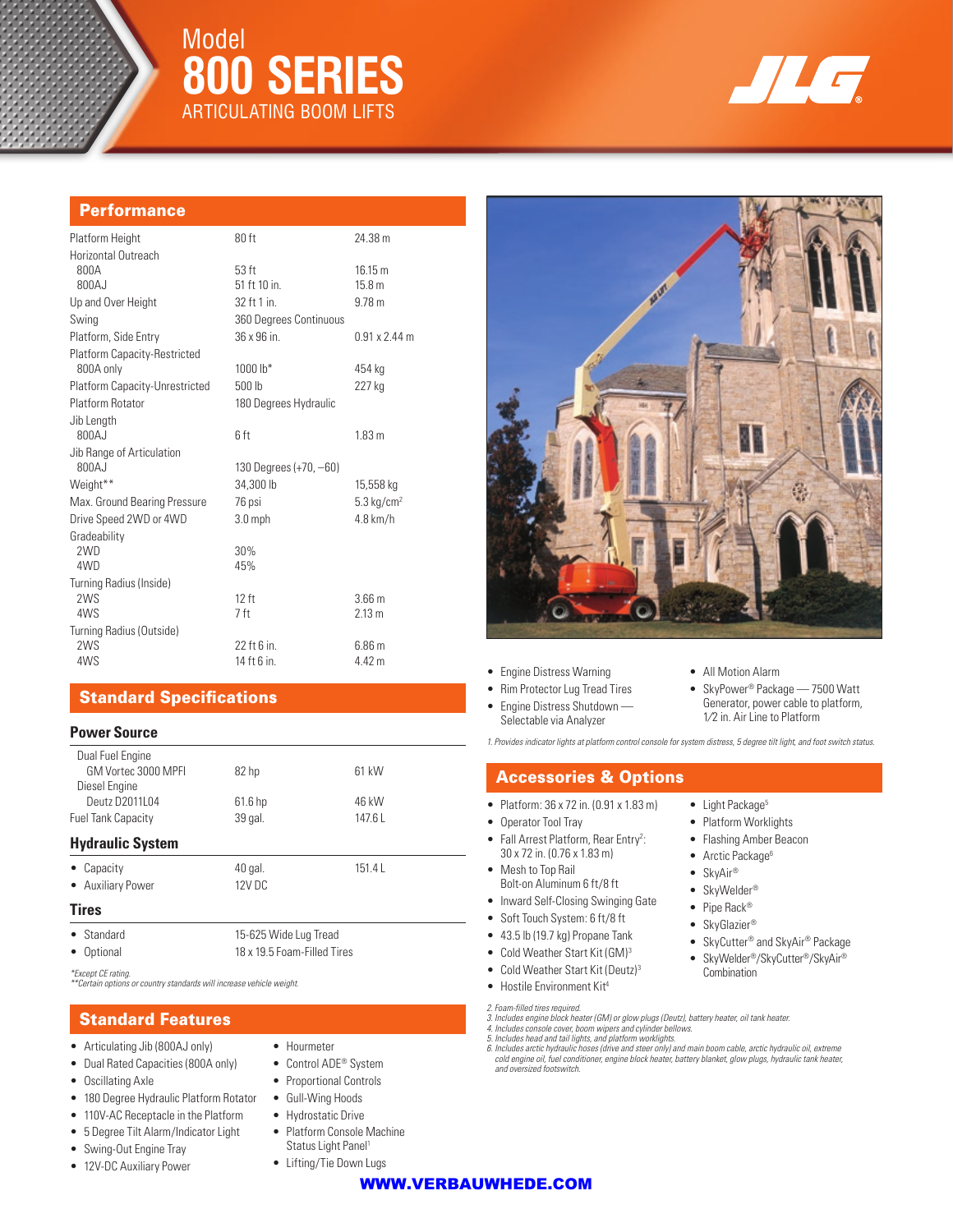# Model 800 SERIES
## ARTICULATING BOOM LIFTS

JLG®

## Performance

| | | |
|---|---|---|
| Platform Height | 80 ft | 24.38 m |
| Horizontal Outreach | | |
| 800A | 53 ft | 16.15 m |
| 800AJ | 51 ft 10 in. | 15.8 m |
| Up and Over Height | 32 ft 1 in. | 9.78 m |
| Swing | 360 Degrees Continuous | |
| Platform, Side Entry | 36 x 96 in. | 0.91 x 2.44 m |
| Platform Capacity-Restricted | | |
| 800A only | 1000 lb* | 454 kg |
| Platform Capacity-Unrestricted | 500 lb | 227 kg |
| Platform Rotator | 180 Degrees Hydraulic | |
| Jib Length | | |
| 800AJ | 6 ft | 1.83 m |
| Jib Range of Articulation | | |
| 800AJ | 130 Degrees (+70, –60) | |
| Weight** | 34,300 lb | 15,558 kg |
| Max. Ground Bearing Pressure | 76 psi | 5.3 kg/cm² |
| Drive Speed 2WD or 4WD | 3.0 mph | 4.8 km/h |
| Gradeability | | |
| 2WD | 30% | |
| 4WD | 45% | |
| Turning Radius (Inside) | | |
| 2WS | 12 ft | 3.66 m |
| 4WS | 7 ft | 2.13 m |
| Turning Radius (Outside) | | |
| 2WS | 22 ft 6 in. | 6.86 m |
| 4WS | 14 ft 6 in. | 4.42 m |

## Standard Specifications

### Power Source

| | | |
|---|---|---|
| Dual Fuel Engine | | |
| GM Vortec 3000 MPFI | 82 hp | 61 kW |
| Diesel Engine | | |
| Deutz D2011L04 | 61.6 hp | 46 kW |
| Fuel Tank Capacity | 39 gal. | 147.6 L |

### Hydraulic System

| | | |
|---|---|---|
| • Capacity | 40 gal. | 151.4 L |
| • Auxiliary Power | 12V DC | |

### Tires

| | |
|---|---|
| • Standard | 15-625 Wide Lug Tread |
| • Optional | 18 x 19.5 Foam-Filled Tires |

*Except CE rating.
**Certain options or country standards will increase vehicle weight.

## Standard Features

- Articulating Jib (800AJ only)
- Dual Rated Capacities (800A only)
- Oscillating Axle
- 180 Degree Hydraulic Platform Rotator
- 110V-AC Receptacle in the Platform
- 5 Degree Tilt Alarm/Indicator Light
- Swing-Out Engine Tray
- 12V-DC Auxiliary Power
- Hourmeter
- Control ADE® System
- Proportional Controls
- Gull-Wing Hoods
- Hydrostatic Drive
- Platform Console Machine Status Light Panel[1]
- Lifting/Tie Down Lugs
- Engine Distress Warning
- Rim Protector Lug Tread Tires
- Engine Distress Shutdown — Selectable via Analyzer
- All Motion Alarm
- SkyPower® Package — 7500 Watt Generator, power cable to platform, 1/2 in. Air Line to Platform

1. Provides indicator lights at platform control console for system distress, 5 degree tilt light, and foot switch status.

## Accessories & Options

- Platform: 36 x 72 in. (0.91 x 1.83 m)
- Operator Tool Tray
- Fall Arrest Platform, Rear Entry[2]: 30 x 72 in. (0.76 x 1.83 m)
- Mesh to Top Rail Bolt-on Aluminum 6 ft/8 ft
- Inward Self-Closing Swinging Gate
- Soft Touch System: 6 ft/8 ft
- 43.5 lb (19.7 kg) Propane Tank
- Cold Weather Start Kit (GM)[3]
- Cold Weather Start Kit (Deutz)[3]
- Hostile Environment Kit[4]
- Light Package[5]
- Platform Worklights
- Flashing Amber Beacon
- Arctic Package[6]
- SkyAir®
- SkyWelder®
- Pipe Rack®
- SkyGlazier®
- SkyCutter® and SkyAir® Package
- SkyWelder®/SkyCutter®/SkyAir® Combination

2. Foam-filled tires required.
3. Includes engine block heater (GM) or glow plugs (Deutz), battery heater, oil tank heater.
4. Includes console cover, boom wipers and cylinder bellows.
5. Includes head and tail lights, and platform worklights.
6. Includes arctic hydraulic hoses (drive and steer only) and main boom cable, arctic hydraulic oil, extreme cold engine oil, fuel conditioner, engine block heater, battery blanket, glow plugs, hydraulic tank heater, and oversized footswitch.

WWW.VERBAUWHEDE.COM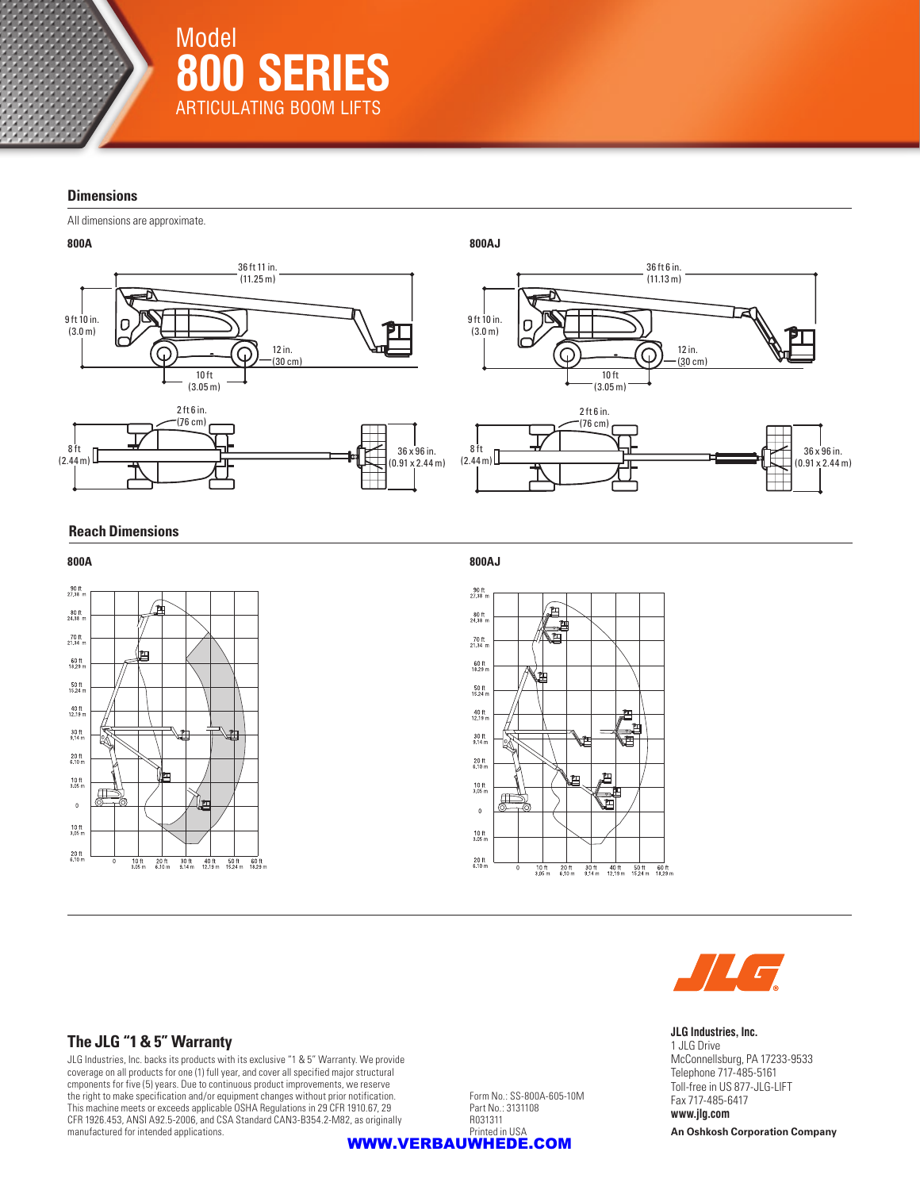Model
# 800 SERIES
ARTICULATING BOOM LIFTS

## Dimensions

All dimensions are approximate.

**800A**

36 ft 11 in.
(11.25 m)
9 ft 10 in.
(3.0 m)
12 in.
(30 cm)
10 ft
(3.05 m)
2 ft 6 in.
(76 cm)
8 ft
(2.44 m)
36 x 96 in.
(0.91 x 2.44 m)

**800AJ**

36 ft 6 in.
(11.13 m)
9 ft 10 in.
(3.0 m)
12 in.
(30 cm)
10 ft
(3.05 m)
2 ft 6 in.
(76 cm)
8 ft
(2.44 m)
36 x 96 in.
(0.91 x 2.44 m)

## Reach Dimensions

**800A**

90 ft 27,38 m
80 ft 24,38 m
70 ft 21,34 m
60 ft 18,29 m
50 ft 15,24 m
40 ft 12,19 m
30 ft 9,14 m
20 ft 6,10 m
10 ft 3,05 m
0
10 ft 3,05 m
20 ft 6,10 m

0
10 ft 3,05 m
20 ft 6,10 m
30 ft 9,14 m
40 ft 12,19 m
50 ft 15,24 m
60 ft 18,29 m

**800AJ**

90 ft 27,38 m
80 ft 24,38 m
70 ft 21,34 m
60 ft 18,29 m
50 ft 15,24 m
40 ft 12,19 m
30 ft 9,14 m
20 ft 6,10 m
10 ft 3,05 m
0
10 ft 3,05 m
20 ft 6,10 m

0
10 ft 3,05 m
20 ft 6,10 m
30 ft 9,14 m
40 ft 12,19 m
50 ft 15,24 m
60 ft 18,29 m

## The JLG "1 & 5" Warranty

JLG Industries, Inc. backs its products with its exclusive "1 & 5" Warranty. We provide coverage on all products for one (1) full year, and cover all specified major structural cmponents for five (5) years. Due to continuous product improvements, we reserve the right to make specification and/or equipment changes without prior notification. This machine meets or exceeds applicable OSHA Regulations in 29 CFR 1910.67, 29 CFR 1926.453, ANSI A92.5-2006, and CSA Standard CAN3-B354.2-M82, as originally manufactured for intended applications.

Form No.: SS-800A-605-10M
Part No.: 3131108
R031311
Printed in USA

JLG

**JLG Industries, Inc.**
1 JLG Drive
McConnellsburg, PA 17233-9533
Telephone 717-485-5161
Toll-free in US 877-JLG-LIFT
Fax 717-485-6417
**www.jlg.com**

**An Oshkosh Corporation Company**

**WWW.VERBAUWHEDE.COM**